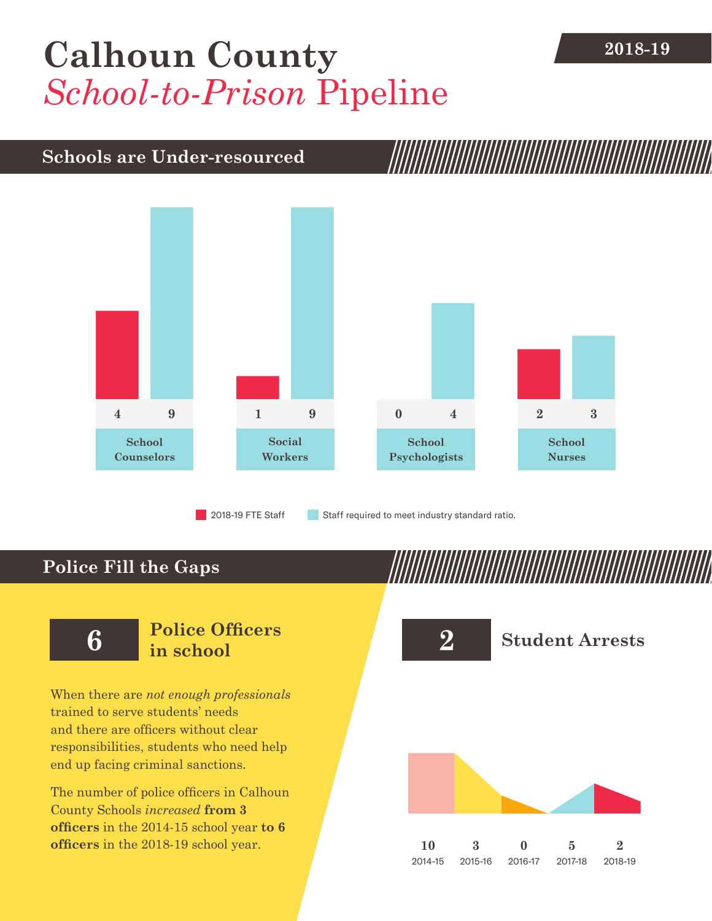# Calhoun County

# *School-to-Prison* Pipeline

2018-19

## Schools are Under-resourced

| | 2018-19 FTE Staff | Staff required to meet industry standard ratio. |
|---|---|---|
| School Counselors | 4 | 9 |
| Social Workers | 1 | 9 |
| School Psychologists | 0 | 4 |
| School Nurses | 2 | 3 |

## Police Fill the Gaps

**6** **Police Officers in school**

When there are *not enough professionals* trained to serve students' needs and there are officers without clear responsibilities, students who need help end up facing criminal sanctions.

The number of police officers in Calhoun County Schools *increased* **from 3 officers** in the 2014-15 school year **to 6 officers** in the 2018-19 school year.

**2** **Student Arrests**

| 2014-15 | 2015-16 | 2016-17 | 2017-18 | 2018-19 |
|---|---|---|---|---|
| 10 | 3 | 0 | 5 | 2 |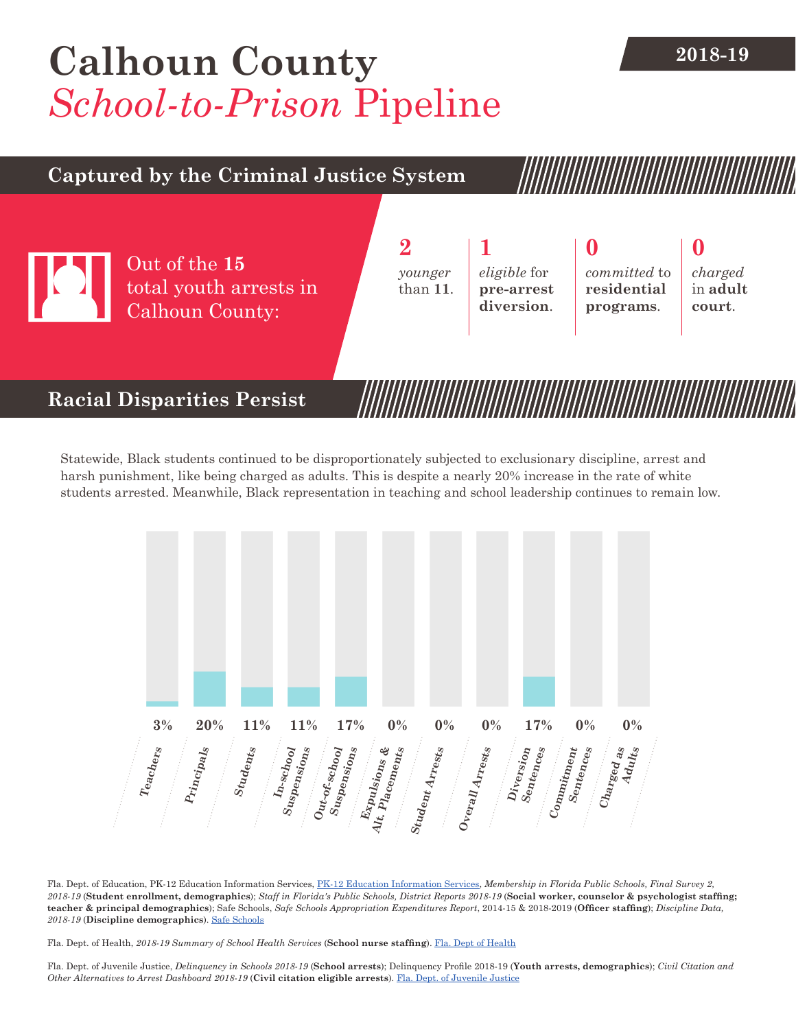# Calhoun County
# *School-to-Prison* Pipeline

2018-19

## Captured by the Criminal Justice System

Out of the **15** total youth arrests in Calhoun County:

**2** *younger* than **11**.

**1** *eligible* for **pre-arrest diversion**.

**0** *committed* to **residential programs**.

**0** *charged* in **adult court**.

## Racial Disparities Persist

Statewide, Black students continued to be disproportionately subjected to exclusionary discipline, arrest and harsh punishment, like being charged as adults. This is despite a nearly 20% increase in the rate of white students arrested. Meanwhile, Black representation in teaching and school leadership continues to remain low.

3% Teachers
20% Principals
11% Students
11% In-school Suspensions
17% Out-of-school Suspensions
0% Expulsions & Alt. Placements
0% Student Arrests
0% Overall Arrests
17% Diversion Sentences
0% Commitment Sentences
0% Charged as Adults

Fla. Dept. of Education, PK-12 Education Information Services, PK-12 Education Information Services, *Membership in Florida Public Schools, Final Survey 2, 2018-19* (**Student enrollment, demographics**); *Staff in Florida's Public Schools, District Reports 2018-19* (**Social worker, counselor & psychologist staffing; teacher & principal demographics**); Safe Schools, *Safe Schools Appropriation Expenditures Report*, 2014-15 & 2018-2019 (**Officer staffing**); *Discipline Data, 2018-19* (**Discipline demographics**). Safe Schools

Fla. Dept. of Health, *2018-19 Summary of School Health Services* (**School nurse staffing**). Fla. Dept of Health

Fla. Dept. of Juvenile Justice, *Delinquency in Schools 2018-19* (**School arrests**); Delinquency Profile 2018-19 (**Youth arrests, demographics**); *Civil Citation and Other Alternatives to Arrest Dashboard 2018-19* (**Civil citation eligible arrests**). Fla. Dept. of Juvenile Justice